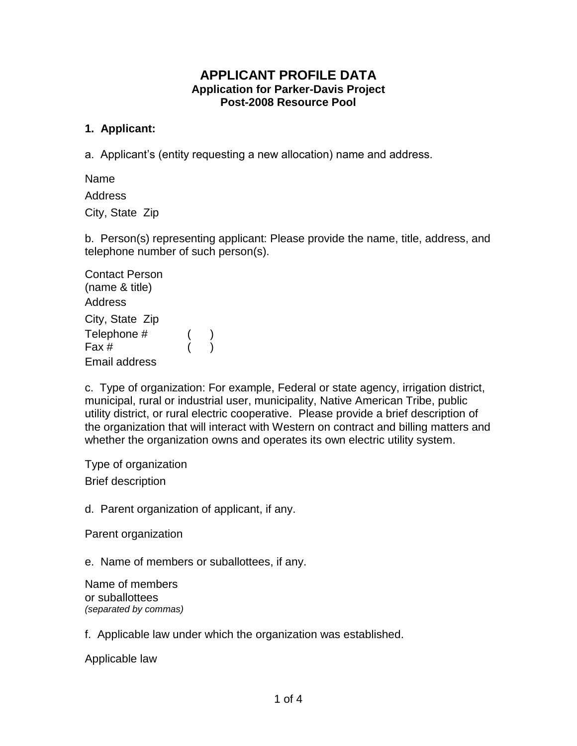# APPLICANT PROFILE DATA

### Application for Parker-Davis Project
### Post-2008 Resource Pool

**1. Applicant:**

a. Applicant's (entity requesting a new allocation) name and address.

Name

Address

City, State Zip

b. Person(s) representing applicant: Please provide the name, title, address, and telephone number of such person(s).

Contact Person
(name & title)

Address

City, State Zip

Telephone # ( )

Fax # ( )

Email address

c. Type of organization: For example, Federal or state agency, irrigation district, municipal, rural or industrial user, municipality, Native American Tribe, public utility district, or rural electric cooperative. Please provide a brief description of the organization that will interact with Western on contract and billing matters and whether the organization owns and operates its own electric utility system.

Type of organization

Brief description

d. Parent organization of applicant, if any.

Parent organization

e. Name of members or suballottees, if any.

Name of members
or suballottees
*(separated by commas)*

f. Applicable law under which the organization was established.

Applicable law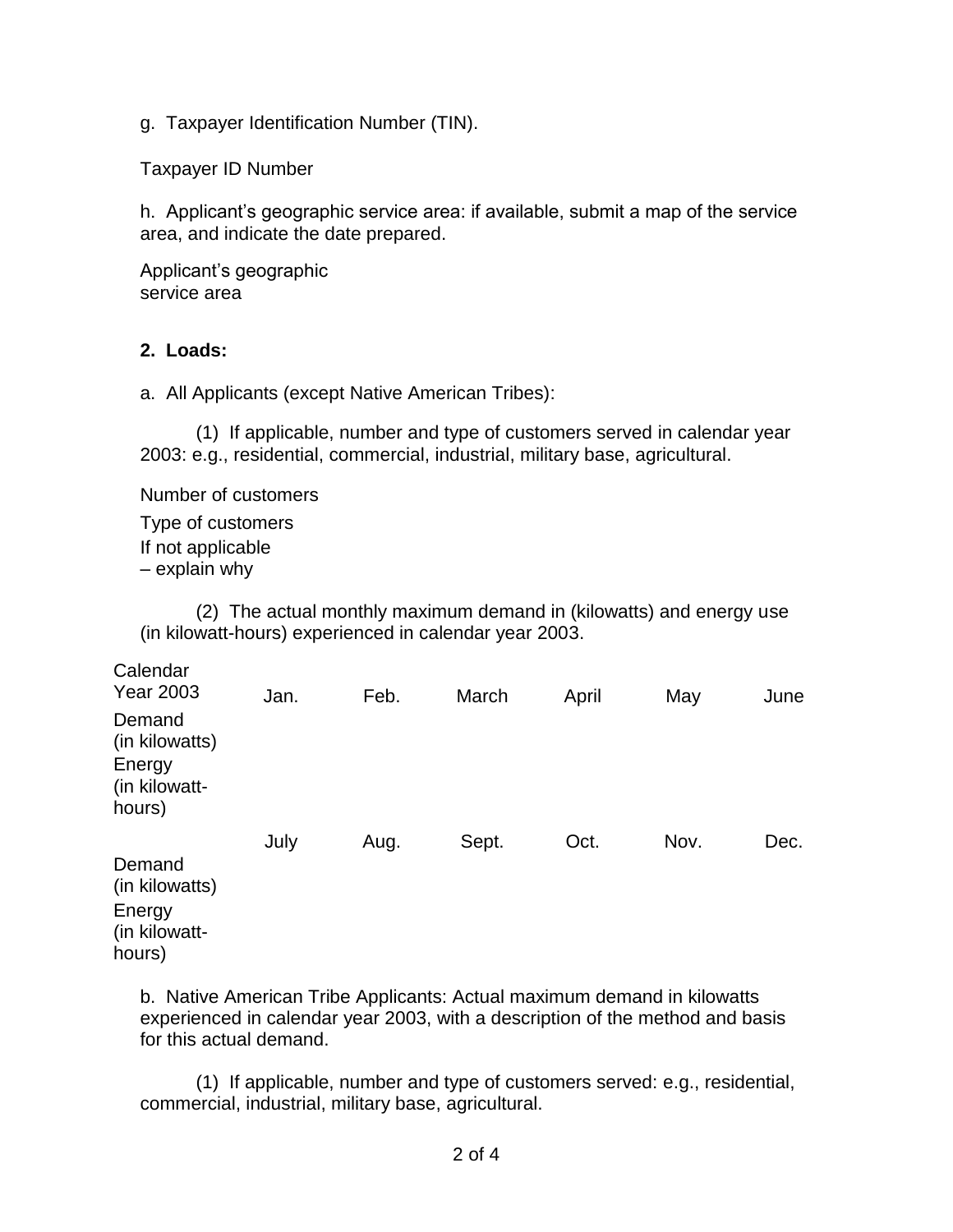g. Taxpayer Identification Number (TIN).

Taxpayer ID Number

h. Applicant's geographic service area: if available, submit a map of the service area, and indicate the date prepared.

Applicant's geographic service area

**2. Loads:**

a. All Applicants (except Native American Tribes):

(1) If applicable, number and type of customers served in calendar year 2003: e.g., residential, commercial, industrial, military base, agricultural.

Number of customers

Type of customers

If not applicable – explain why

(2) The actual monthly maximum demand in (kilowatts) and energy use (in kilowatt-hours) experienced in calendar year 2003.

| Calendar Year 2003 | Jan. | Feb. | March | April | May | June |
|---|---|---|---|---|---|---|
| Demand (in kilowatts) | | | | | | |
| Energy (in kilowatt-hours) | | | | | | |

| | July | Aug. | Sept. | Oct. | Nov. | Dec. |
|---|---|---|---|---|---|---|
| Demand (in kilowatts) | | | | | | |
| Energy (in kilowatt-hours) | | | | | | |

b. Native American Tribe Applicants: Actual maximum demand in kilowatts experienced in calendar year 2003, with a description of the method and basis for this actual demand.

(1) If applicable, number and type of customers served: e.g., residential, commercial, industrial, military base, agricultural.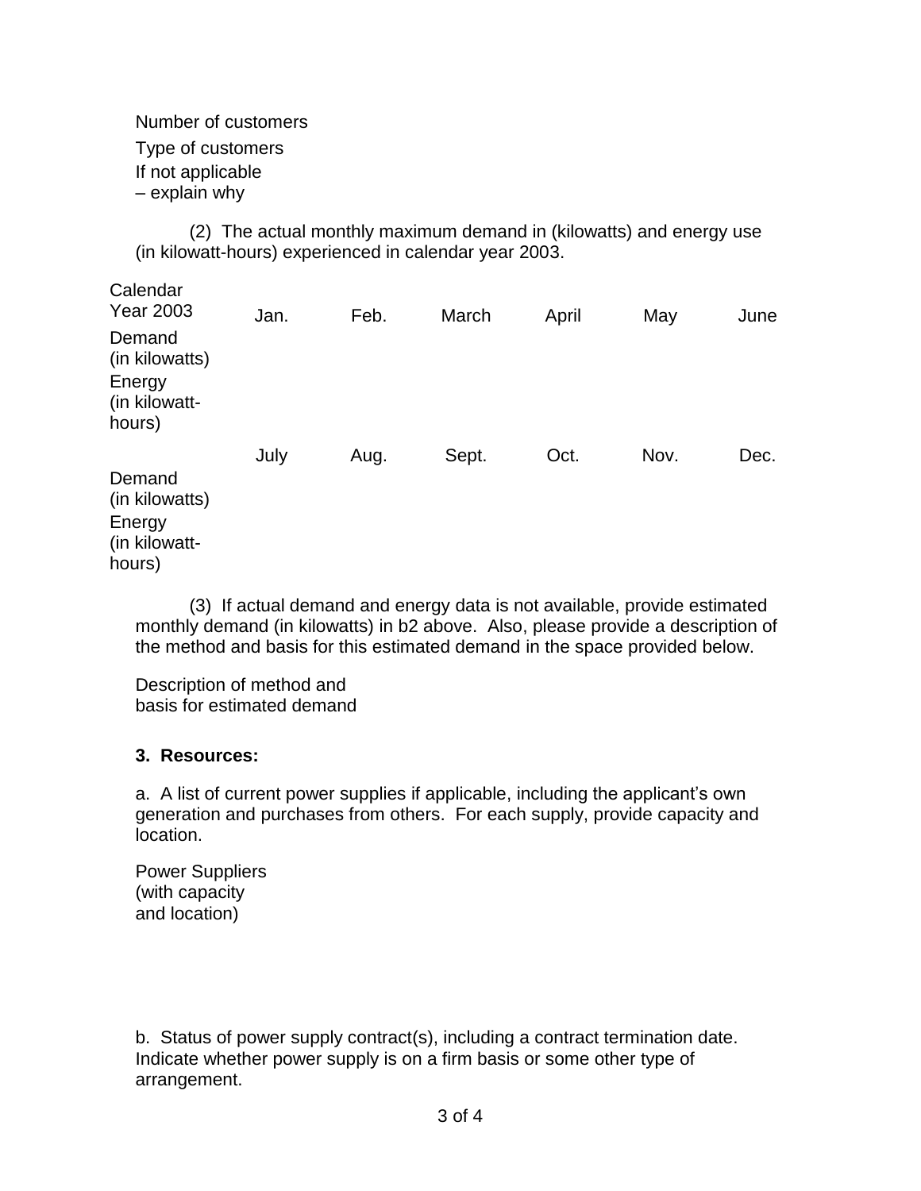Number of customers

Type of customers

If not applicable
– explain why

(2) The actual monthly maximum demand in (kilowatts) and energy use (in kilowatt-hours) experienced in calendar year 2003.

| Calendar Year 2003 | Jan. | Feb. | March | April | May | June |
|---|---|---|---|---|---|---|
| Demand (in kilowatts) | | | | | | |
| Energy (in kilowatt-hours) | | | | | | |
| | July | Aug. | Sept. | Oct. | Nov. | Dec. |
| Demand (in kilowatts) | | | | | | |
| Energy (in kilowatt-hours) | | | | | | |

(3) If actual demand and energy data is not available, provide estimated monthly demand (in kilowatts) in b2 above. Also, please provide a description of the method and basis for this estimated demand in the space provided below.

Description of method and basis for estimated demand

**3. Resources:**

a. A list of current power supplies if applicable, including the applicant's own generation and purchases from others. For each supply, provide capacity and location.

Power Suppliers
(with capacity
and location)

b. Status of power supply contract(s), including a contract termination date. Indicate whether power supply is on a firm basis or some other type of arrangement.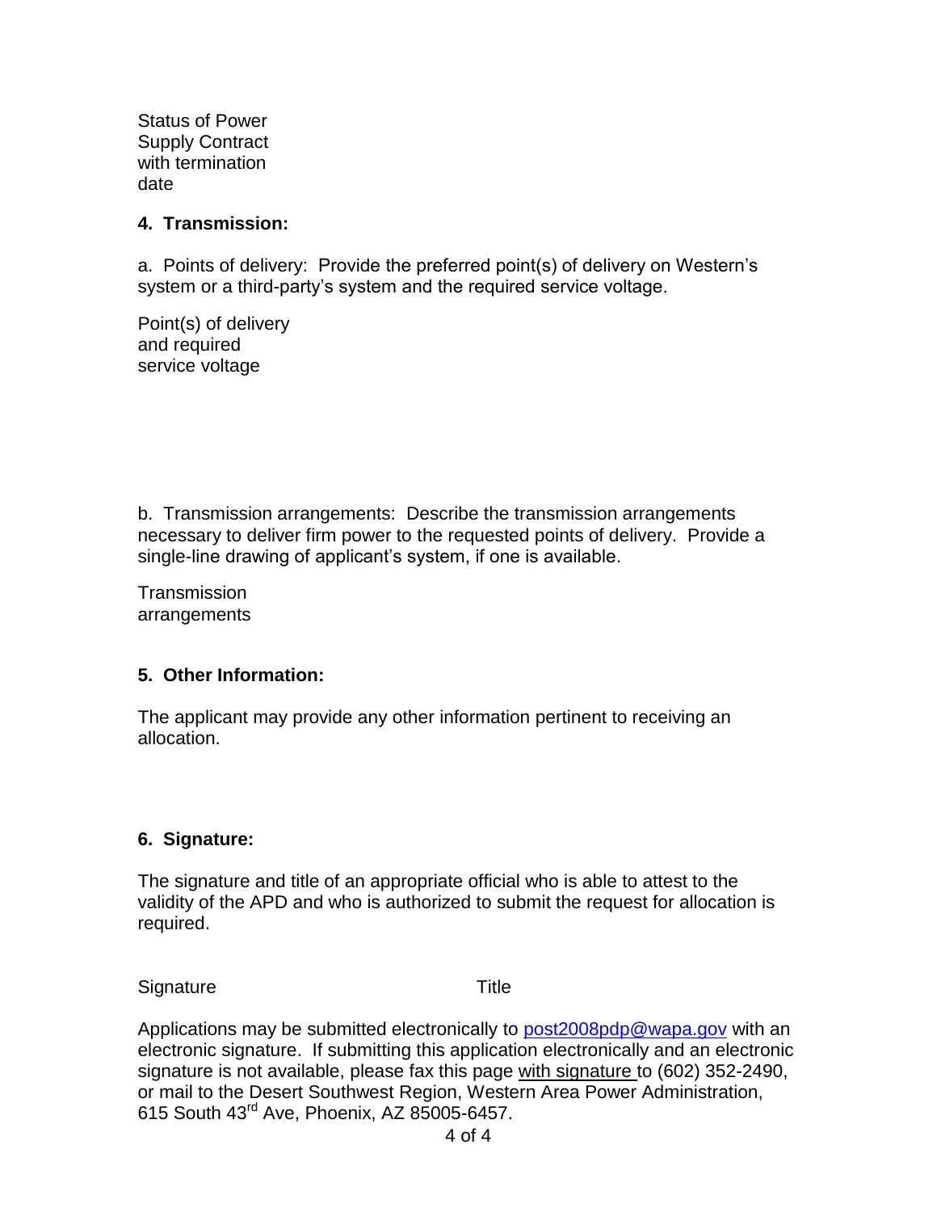Status of Power Supply Contract with termination date

**4. Transmission:**

a. Points of delivery: Provide the preferred point(s) of delivery on Western's system or a third-party's system and the required service voltage.

Point(s) of delivery and required service voltage

b. Transmission arrangements: Describe the transmission arrangements necessary to deliver firm power to the requested points of delivery. Provide a single-line drawing of applicant's system, if one is available.

Transmission arrangements

**5. Other Information:**

The applicant may provide any other information pertinent to receiving an allocation.

**6. Signature:**

The signature and title of an appropriate official who is able to attest to the validity of the APD and who is authorized to submit the request for allocation is required.

Signature                                        Title

Applications may be submitted electronically to post2008pdp@wapa.gov with an electronic signature. If submitting this application electronically and an electronic signature is not available, please fax this page <u>with signature</u> to (602) 352-2490, or mail to the Desert Southwest Region, Western Area Power Administration, 615 South 43rd Ave, Phoenix, AZ 85005-6457.